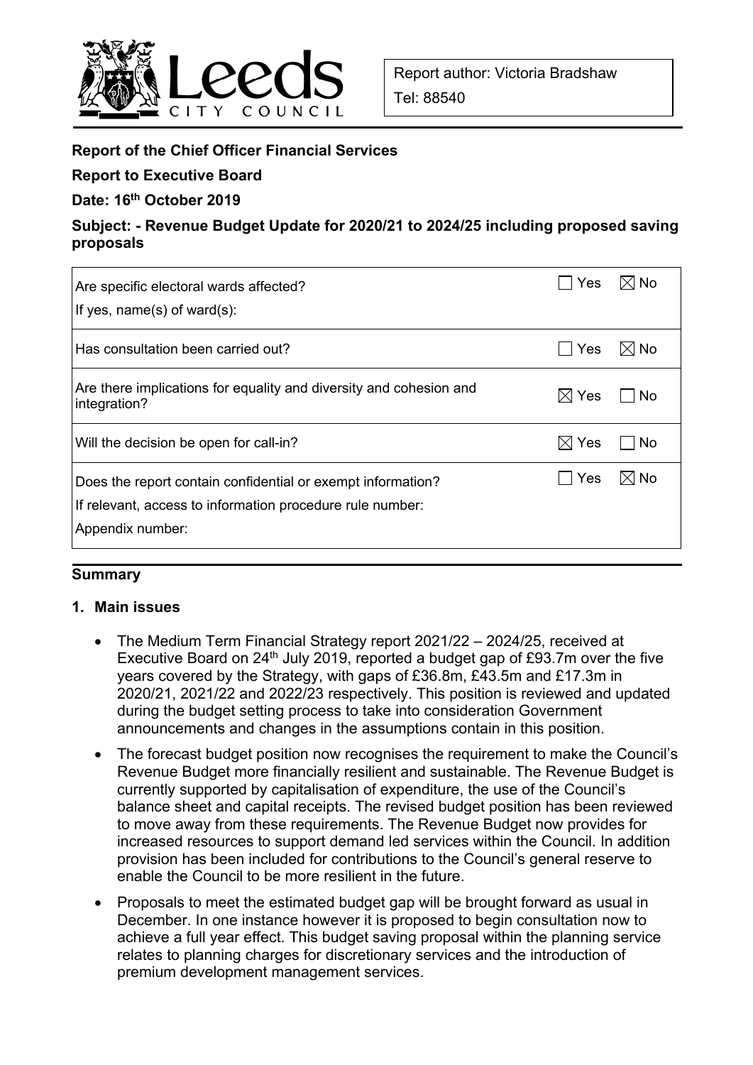Report author: Victoria Bradshaw

Tel: 88540

**Report of the Chief Officer Financial Services**

**Report to Executive Board**

**Date: 16th October 2019**

**Subject: - Revenue Budget Update for 2020/21 to 2024/25 including proposed saving proposals**

| | |
|---|---|
| Are specific electoral wards affected?<br>If yes, name(s) of ward(s): | ☐ Yes ☒ No |
| Has consultation been carried out? | ☐ Yes ☒ No |
| Are there implications for equality and diversity and cohesion and integration? | ☒ Yes ☐ No |
| Will the decision be open for call-in? | ☒ Yes ☐ No |
| Does the report contain confidential or exempt information?<br>If relevant, access to information procedure rule number:<br>Appendix number: | ☐ Yes ☒ No |

## Summary

### 1. Main issues

- The Medium Term Financial Strategy report 2021/22 – 2024/25, received at Executive Board on 24th July 2019, reported a budget gap of £93.7m over the five years covered by the Strategy, with gaps of £36.8m, £43.5m and £17.3m in 2020/21, 2021/22 and 2022/23 respectively. This position is reviewed and updated during the budget setting process to take into consideration Government announcements and changes in the assumptions contain in this position.
- The forecast budget position now recognises the requirement to make the Council's Revenue Budget more financially resilient and sustainable. The Revenue Budget is currently supported by capitalisation of expenditure, the use of the Council's balance sheet and capital receipts. The revised budget position has been reviewed to move away from these requirements. The Revenue Budget now provides for increased resources to support demand led services within the Council. In addition provision has been included for contributions to the Council's general reserve to enable the Council to be more resilient in the future.
- Proposals to meet the estimated budget gap will be brought forward as usual in December. In one instance however it is proposed to begin consultation now to achieve a full year effect. This budget saving proposal within the planning service relates to planning charges for discretionary services and the introduction of premium development management services.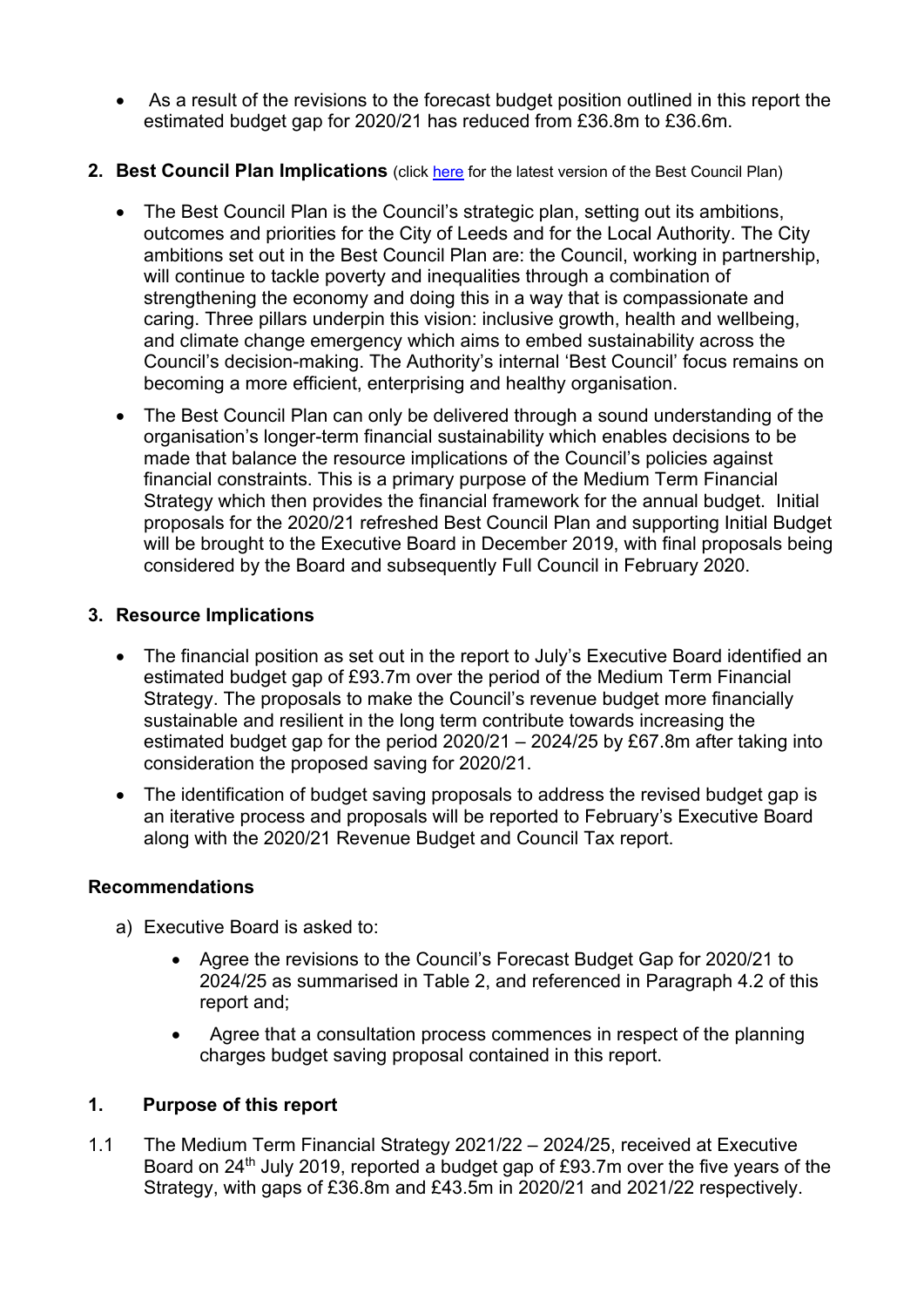- As a result of the revisions to the forecast budget position outlined in this report the estimated budget gap for 2020/21 has reduced from £36.8m to £36.6m.

## 2. Best Council Plan Implications (click [here]() for the latest version of the Best Council Plan)

- The Best Council Plan is the Council's strategic plan, setting out its ambitions, outcomes and priorities for the City of Leeds and for the Local Authority. The City ambitions set out in the Best Council Plan are: the Council, working in partnership, will continue to tackle poverty and inequalities through a combination of strengthening the economy and doing this in a way that is compassionate and caring. Three pillars underpin this vision: inclusive growth, health and wellbeing, and climate change emergency which aims to embed sustainability across the Council's decision-making. The Authority's internal 'Best Council' focus remains on becoming a more efficient, enterprising and healthy organisation.
- The Best Council Plan can only be delivered through a sound understanding of the organisation's longer-term financial sustainability which enables decisions to be made that balance the resource implications of the Council's policies against financial constraints. This is a primary purpose of the Medium Term Financial Strategy which then provides the financial framework for the annual budget. Initial proposals for the 2020/21 refreshed Best Council Plan and supporting Initial Budget will be brought to the Executive Board in December 2019, with final proposals being considered by the Board and subsequently Full Council in February 2020.

## 3. Resource Implications

- The financial position as set out in the report to July's Executive Board identified an estimated budget gap of £93.7m over the period of the Medium Term Financial Strategy. The proposals to make the Council's revenue budget more financially sustainable and resilient in the long term contribute towards increasing the estimated budget gap for the period 2020/21 – 2024/25 by £67.8m after taking into consideration the proposed saving for 2020/21.
- The identification of budget saving proposals to address the revised budget gap is an iterative process and proposals will be reported to February's Executive Board along with the 2020/21 Revenue Budget and Council Tax report.

## Recommendations

a) Executive Board is asked to:

- Agree the revisions to the Council's Forecast Budget Gap for 2020/21 to 2024/25 as summarised in Table 2, and referenced in Paragraph 4.2 of this report and;
- Agree that a consultation process commences in respect of the planning charges budget saving proposal contained in this report.

## 1. Purpose of this report

1.1 The Medium Term Financial Strategy 2021/22 – 2024/25, received at Executive Board on 24th July 2019, reported a budget gap of £93.7m over the five years of the Strategy, with gaps of £36.8m and £43.5m in 2020/21 and 2021/22 respectively.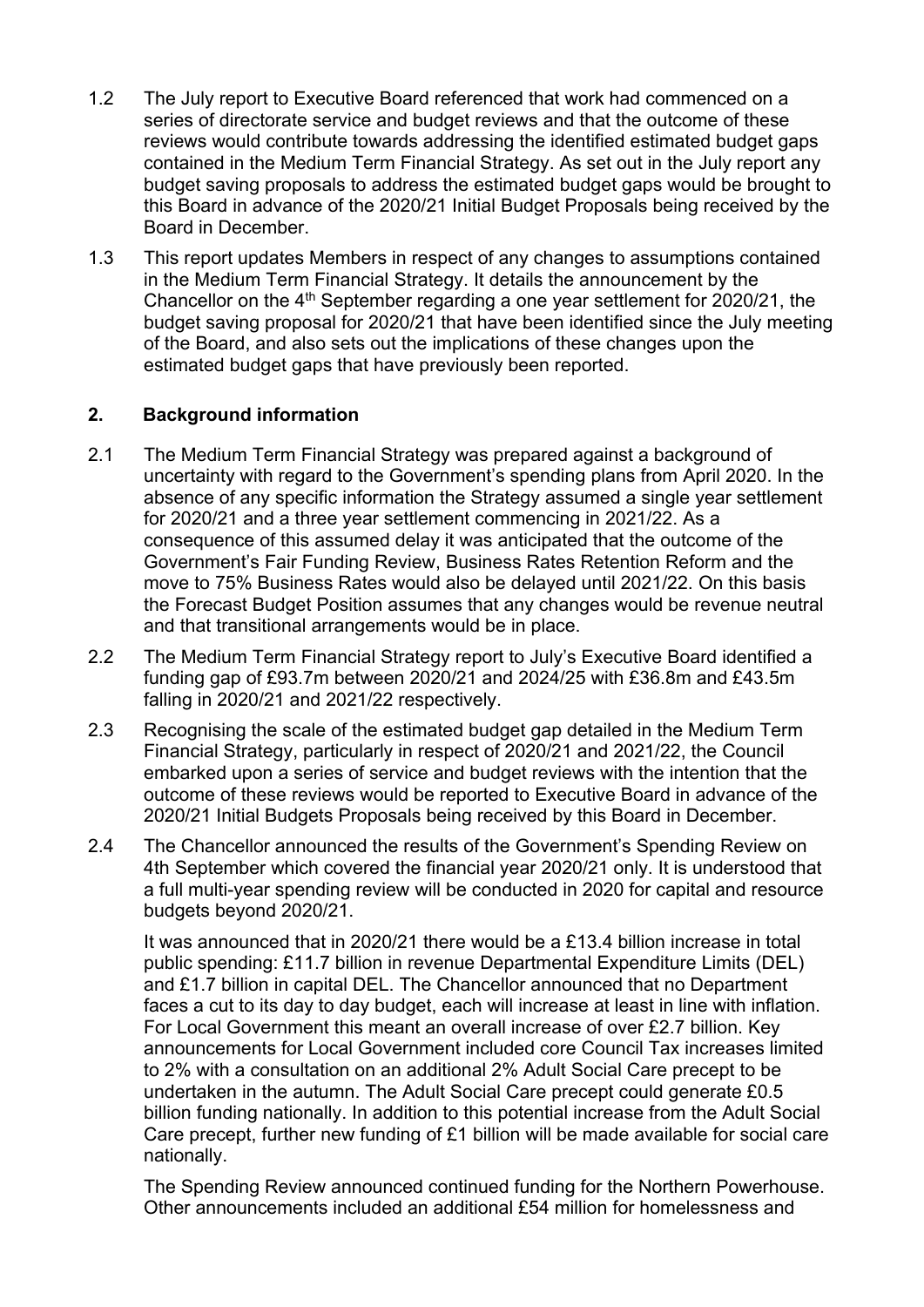1.2 The July report to Executive Board referenced that work had commenced on a series of directorate service and budget reviews and that the outcome of these reviews would contribute towards addressing the identified estimated budget gaps contained in the Medium Term Financial Strategy. As set out in the July report any budget saving proposals to address the estimated budget gaps would be brought to this Board in advance of the 2020/21 Initial Budget Proposals being received by the Board in December.

1.3 This report updates Members in respect of any changes to assumptions contained in the Medium Term Financial Strategy. It details the announcement by the Chancellor on the 4th September regarding a one year settlement for 2020/21, the budget saving proposal for 2020/21 that have been identified since the July meeting of the Board, and also sets out the implications of these changes upon the estimated budget gaps that have previously been reported.

## 2. Background information

2.1 The Medium Term Financial Strategy was prepared against a background of uncertainty with regard to the Government's spending plans from April 2020. In the absence of any specific information the Strategy assumed a single year settlement for 2020/21 and a three year settlement commencing in 2021/22. As a consequence of this assumed delay it was anticipated that the outcome of the Government's Fair Funding Review, Business Rates Retention Reform and the move to 75% Business Rates would also be delayed until 2021/22. On this basis the Forecast Budget Position assumes that any changes would be revenue neutral and that transitional arrangements would be in place.

2.2 The Medium Term Financial Strategy report to July's Executive Board identified a funding gap of £93.7m between 2020/21 and 2024/25 with £36.8m and £43.5m falling in 2020/21 and 2021/22 respectively.

2.3 Recognising the scale of the estimated budget gap detailed in the Medium Term Financial Strategy, particularly in respect of 2020/21 and 2021/22, the Council embarked upon a series of service and budget reviews with the intention that the outcome of these reviews would be reported to Executive Board in advance of the 2020/21 Initial Budgets Proposals being received by this Board in December.

2.4 The Chancellor announced the results of the Government's Spending Review on 4th September which covered the financial year 2020/21 only. It is understood that a full multi-year spending review will be conducted in 2020 for capital and resource budgets beyond 2020/21.

It was announced that in 2020/21 there would be a £13.4 billion increase in total public spending: £11.7 billion in revenue Departmental Expenditure Limits (DEL) and £1.7 billion in capital DEL. The Chancellor announced that no Department faces a cut to its day to day budget, each will increase at least in line with inflation. For Local Government this meant an overall increase of over £2.7 billion. Key announcements for Local Government included core Council Tax increases limited to 2% with a consultation on an additional 2% Adult Social Care precept to be undertaken in the autumn. The Adult Social Care precept could generate £0.5 billion funding nationally. In addition to this potential increase from the Adult Social Care precept, further new funding of £1 billion will be made available for social care nationally.

The Spending Review announced continued funding for the Northern Powerhouse. Other announcements included an additional £54 million for homelessness and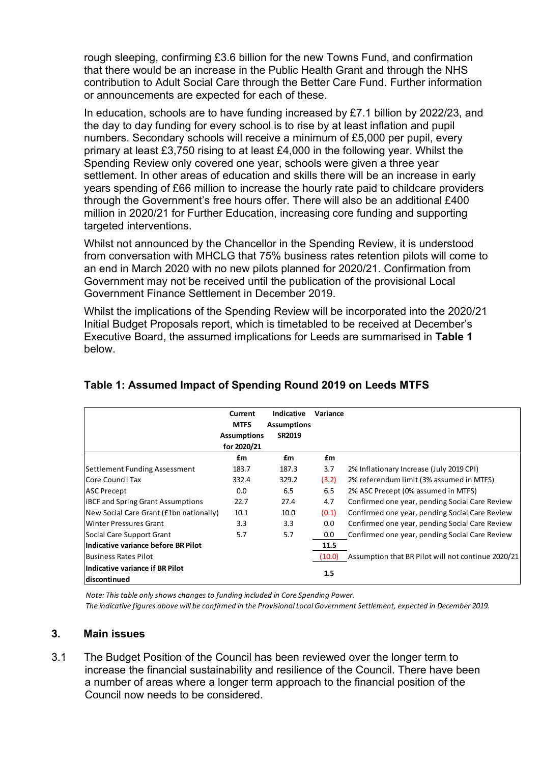rough sleeping, confirming £3.6 billion for the new Towns Fund, and confirmation that there would be an increase in the Public Health Grant and through the NHS contribution to Adult Social Care through the Better Care Fund. Further information or announcements are expected for each of these.

In education, schools are to have funding increased by £7.1 billion by 2022/23, and the day to day funding for every school is to rise by at least inflation and pupil numbers. Secondary schools will receive a minimum of £5,000 per pupil, every primary at least £3,750 rising to at least £4,000 in the following year. Whilst the Spending Review only covered one year, schools were given a three year settlement. In other areas of education and skills there will be an increase in early years spending of £66 million to increase the hourly rate paid to childcare providers through the Government's free hours offer. There will also be an additional £400 million in 2020/21 for Further Education, increasing core funding and supporting targeted interventions.

Whilst not announced by the Chancellor in the Spending Review, it is understood from conversation with MHCLG that 75% business rates retention pilots will come to an end in March 2020 with no new pilots planned for 2020/21. Confirmation from Government may not be received until the publication of the provisional Local Government Finance Settlement in December 2019.

Whilst the implications of the Spending Review will be incorporated into the 2020/21 Initial Budget Proposals report, which is timetabled to be received at December's Executive Board, the assumed implications for Leeds are summarised in **Table 1** below.

**Table 1: Assumed Impact of Spending Round 2019 on Leeds MTFS**

| | Current MTFS Assumptions for 2020/21 | Indicative Assumptions SR2019 | Variance | |
|---|---|---|---|---|
| | £m | £m | £m | |
| Settlement Funding Assessment | 183.7 | 187.3 | 3.7 | 2% Inflationary Increase (July 2019 CPI) |
| Core Council Tax | 332.4 | 329.2 | (3.2) | 2% referendum limit (3% assumed in MTFS) |
| ASC Precept | 0.0 | 6.5 | 6.5 | 2% ASC Precept (0% assumed in MTFS) |
| iBCF and Spring Grant Assumptions | 22.7 | 27.4 | 4.7 | Confirmed one year, pending Social Care Review |
| New Social Care Grant (£1bn nationally) | 10.1 | 10.0 | (0.1) | Confirmed one year, pending Social Care Review |
| Winter Pressures Grant | 3.3 | 3.3 | 0.0 | Confirmed one year, pending Social Care Review |
| Social Care Support Grant | 5.7 | 5.7 | 0.0 | Confirmed one year, pending Social Care Review |
| **Indicative variance before BR Pilot** | | | **11.5** | |
| Business Rates Pilot | | | (10.0) | Assumption that BR Pilot will not continue 2020/21 |
| **Indicative variance if BR Pilot discontinued** | | | **1.5** | |

*Note: This table only shows changes to funding included in Core Spending Power.*
*The indicative figures above will be confirmed in the Provisional Local Government Settlement, expected in December 2019.*

## 3. Main issues

3.1 The Budget Position of the Council has been reviewed over the longer term to increase the financial sustainability and resilience of the Council. There have been a number of areas where a longer term approach to the financial position of the Council now needs to be considered.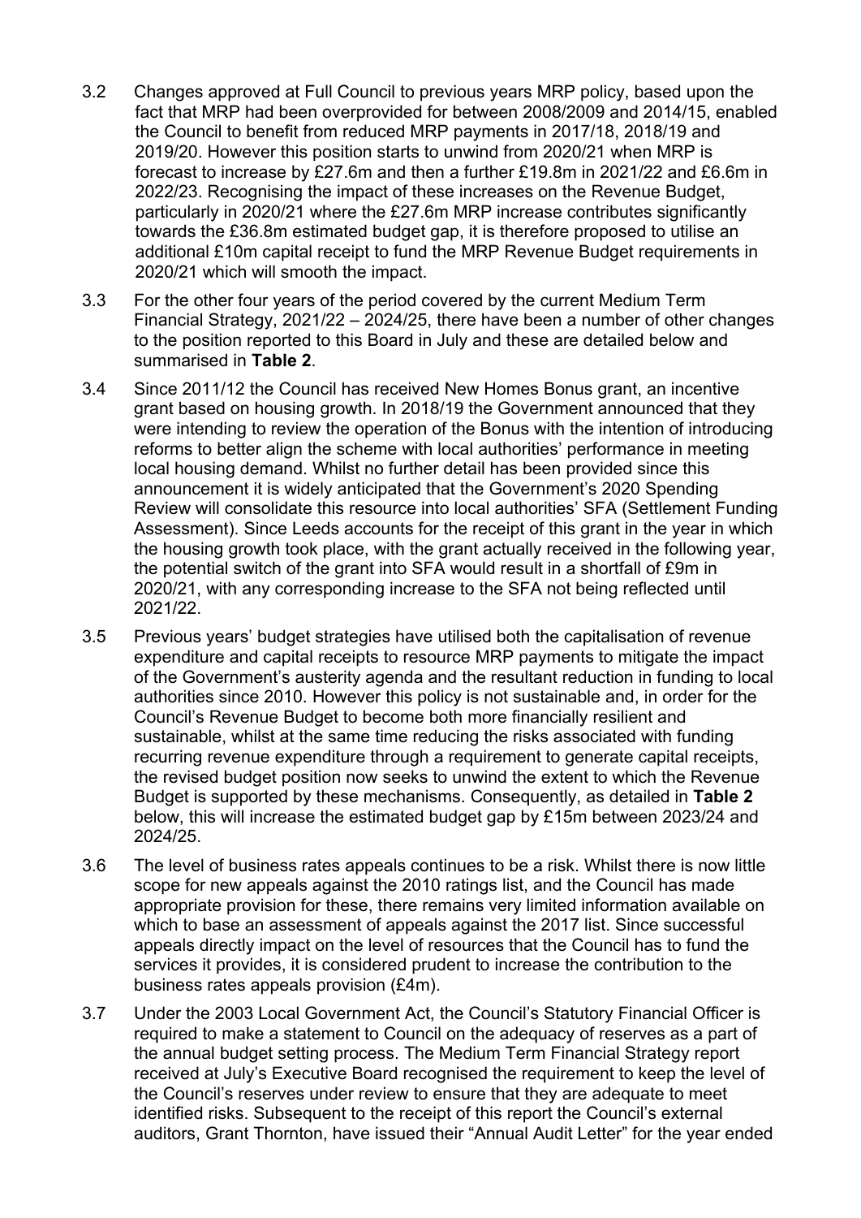3.2 Changes approved at Full Council to previous years MRP policy, based upon the fact that MRP had been overprovided for between 2008/2009 and 2014/15, enabled the Council to benefit from reduced MRP payments in 2017/18, 2018/19 and 2019/20. However this position starts to unwind from 2020/21 when MRP is forecast to increase by £27.6m and then a further £19.8m in 2021/22 and £6.6m in 2022/23. Recognising the impact of these increases on the Revenue Budget, particularly in 2020/21 where the £27.6m MRP increase contributes significantly towards the £36.8m estimated budget gap, it is therefore proposed to utilise an additional £10m capital receipt to fund the MRP Revenue Budget requirements in 2020/21 which will smooth the impact.

3.3 For the other four years of the period covered by the current Medium Term Financial Strategy, 2021/22 – 2024/25, there have been a number of other changes to the position reported to this Board in July and these are detailed below and summarised in **Table 2**.

3.4 Since 2011/12 the Council has received New Homes Bonus grant, an incentive grant based on housing growth. In 2018/19 the Government announced that they were intending to review the operation of the Bonus with the intention of introducing reforms to better align the scheme with local authorities' performance in meeting local housing demand. Whilst no further detail has been provided since this announcement it is widely anticipated that the Government's 2020 Spending Review will consolidate this resource into local authorities' SFA (Settlement Funding Assessment). Since Leeds accounts for the receipt of this grant in the year in which the housing growth took place, with the grant actually received in the following year, the potential switch of the grant into SFA would result in a shortfall of £9m in 2020/21, with any corresponding increase to the SFA not being reflected until 2021/22.

3.5 Previous years' budget strategies have utilised both the capitalisation of revenue expenditure and capital receipts to resource MRP payments to mitigate the impact of the Government's austerity agenda and the resultant reduction in funding to local authorities since 2010. However this policy is not sustainable and, in order for the Council's Revenue Budget to become both more financially resilient and sustainable, whilst at the same time reducing the risks associated with funding recurring revenue expenditure through a requirement to generate capital receipts, the revised budget position now seeks to unwind the extent to which the Revenue Budget is supported by these mechanisms. Consequently, as detailed in **Table 2** below, this will increase the estimated budget gap by £15m between 2023/24 and 2024/25.

3.6 The level of business rates appeals continues to be a risk. Whilst there is now little scope for new appeals against the 2010 ratings list, and the Council has made appropriate provision for these, there remains very limited information available on which to base an assessment of appeals against the 2017 list. Since successful appeals directly impact on the level of resources that the Council has to fund the services it provides, it is considered prudent to increase the contribution to the business rates appeals provision (£4m).

3.7 Under the 2003 Local Government Act, the Council's Statutory Financial Officer is required to make a statement to Council on the adequacy of reserves as a part of the annual budget setting process. The Medium Term Financial Strategy report received at July's Executive Board recognised the requirement to keep the level of the Council's reserves under review to ensure that they are adequate to meet identified risks. Subsequent to the receipt of this report the Council's external auditors, Grant Thornton, have issued their "Annual Audit Letter" for the year ended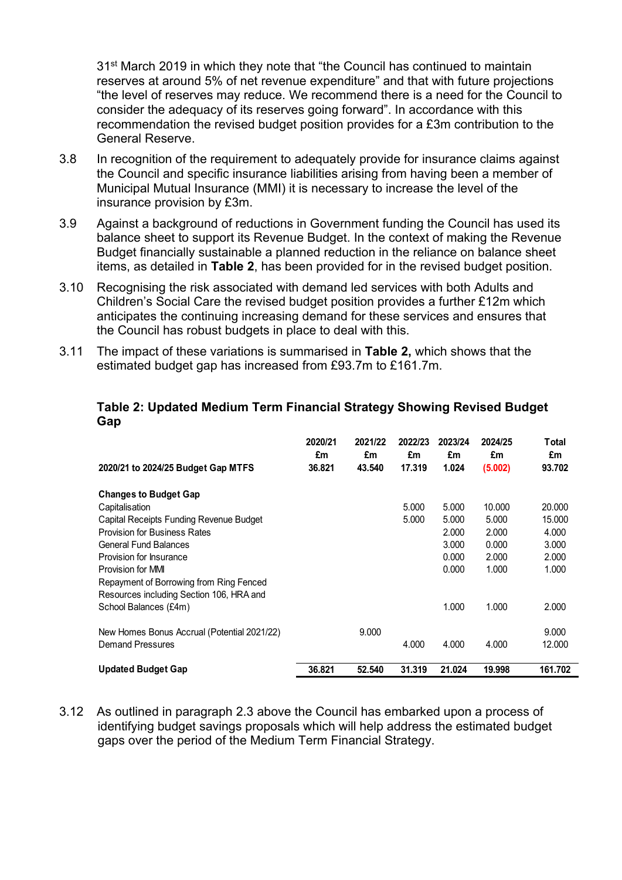31st March 2019 in which they note that "the Council has continued to maintain reserves at around 5% of net revenue expenditure" and that with future projections "the level of reserves may reduce. We recommend there is a need for the Council to consider the adequacy of its reserves going forward". In accordance with this recommendation the revised budget position provides for a £3m contribution to the General Reserve.

3.8 In recognition of the requirement to adequately provide for insurance claims against the Council and specific insurance liabilities arising from having been a member of Municipal Mutual Insurance (MMI) it is necessary to increase the level of the insurance provision by £3m.

3.9 Against a background of reductions in Government funding the Council has used its balance sheet to support its Revenue Budget. In the context of making the Revenue Budget financially sustainable a planned reduction in the reliance on balance sheet items, as detailed in **Table 2**, has been provided for in the revised budget position.

3.10 Recognising the risk associated with demand led services with both Adults and Children's Social Care the revised budget position provides a further £12m which anticipates the continuing increasing demand for these services and ensures that the Council has robust budgets in place to deal with this.

3.11 The impact of these variations is summarised in **Table 2,** which shows that the estimated budget gap has increased from £93.7m to £161.7m.

**Table 2: Updated Medium Term Financial Strategy Showing Revised Budget Gap**

| | 2020/21 £m | 2021/22 £m | 2022/23 £m | 2023/24 £m | 2024/25 £m | Total £m |
|---|---|---|---|---|---|---|
| **2020/21 to 2024/25 Budget Gap MTFS** | **36.821** | **43.540** | **17.319** | **1.024** | **(5.002)** | **93.702** |
| **Changes to Budget Gap** | | | | | | |
| Capitalisation | | | 5.000 | 5.000 | 10.000 | 20.000 |
| Capital Receipts Funding Revenue Budget | | | 5.000 | 5.000 | 5.000 | 15.000 |
| Provision for Business Rates | | | | 2.000 | 2.000 | 4.000 |
| General Fund Balances | | | | 3.000 | 0.000 | 3.000 |
| Provision for Insurance | | | | 0.000 | 2.000 | 2.000 |
| Provision for MMI | | | | 0.000 | 1.000 | 1.000 |
| Repayment of Borrowing from Ring Fenced Resources including Section 106, HRA and School Balances (£4m) | | | | 1.000 | 1.000 | 2.000 |
| New Homes Bonus Accrual (Potential 2021/22) | | 9.000 | | | | 9.000 |
| Demand Pressures | | | 4.000 | 4.000 | 4.000 | 12.000 |
| **Updated Budget Gap** | **36.821** | **52.540** | **31.319** | **21.024** | **19.998** | **161.702** |

3.12 As outlined in paragraph 2.3 above the Council has embarked upon a process of identifying budget savings proposals which will help address the estimated budget gaps over the period of the Medium Term Financial Strategy.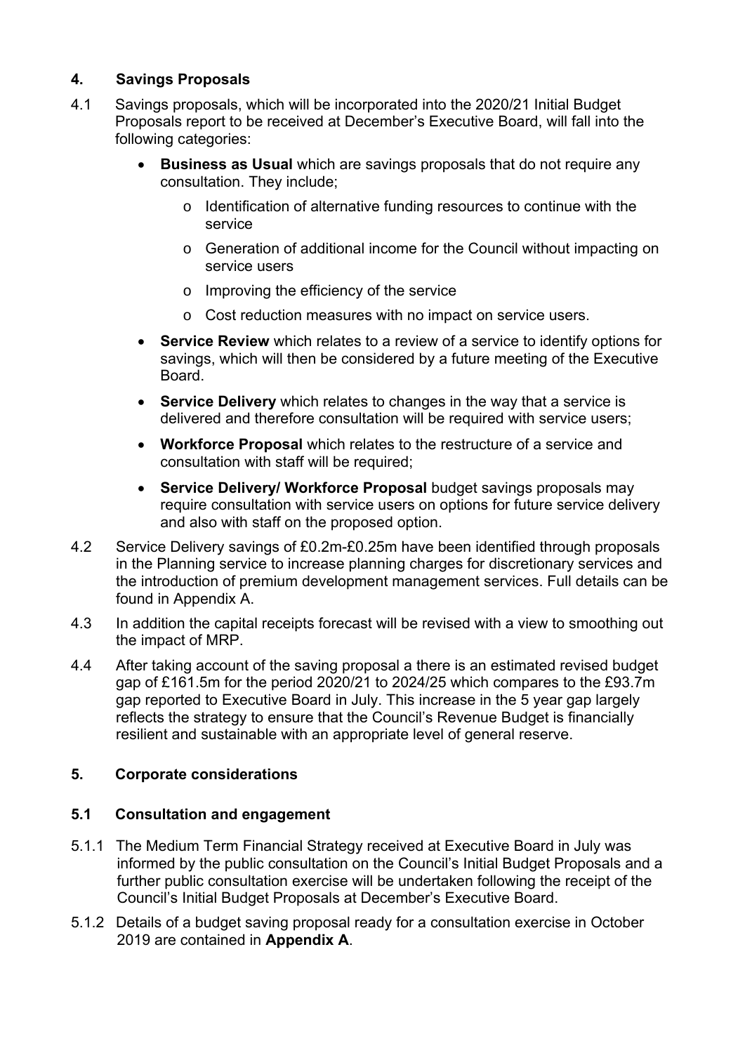## 4. Savings Proposals

4.1 Savings proposals, which will be incorporated into the 2020/21 Initial Budget Proposals report to be received at December's Executive Board, will fall into the following categories:

- **Business as Usual** which are savings proposals that do not require any consultation. They include;
  - o Identification of alternative funding resources to continue with the service
  - o Generation of additional income for the Council without impacting on service users
  - o Improving the efficiency of the service
  - o Cost reduction measures with no impact on service users.
- **Service Review** which relates to a review of a service to identify options for savings, which will then be considered by a future meeting of the Executive Board.
- **Service Delivery** which relates to changes in the way that a service is delivered and therefore consultation will be required with service users;
- **Workforce Proposal** which relates to the restructure of a service and consultation with staff will be required;
- **Service Delivery/ Workforce Proposal** budget savings proposals may require consultation with service users on options for future service delivery and also with staff on the proposed option.

4.2 Service Delivery savings of £0.2m-£0.25m have been identified through proposals in the Planning service to increase planning charges for discretionary services and the introduction of premium development management services. Full details can be found in Appendix A.

4.3 In addition the capital receipts forecast will be revised with a view to smoothing out the impact of MRP.

4.4 After taking account of the saving proposal a there is an estimated revised budget gap of £161.5m for the period 2020/21 to 2024/25 which compares to the £93.7m gap reported to Executive Board in July. This increase in the 5 year gap largely reflects the strategy to ensure that the Council's Revenue Budget is financially resilient and sustainable with an appropriate level of general reserve.

## 5. Corporate considerations

### 5.1 Consultation and engagement

5.1.1 The Medium Term Financial Strategy received at Executive Board in July was informed by the public consultation on the Council's Initial Budget Proposals and a further public consultation exercise will be undertaken following the receipt of the Council's Initial Budget Proposals at December's Executive Board.

5.1.2 Details of a budget saving proposal ready for a consultation exercise in October 2019 are contained in **Appendix A**.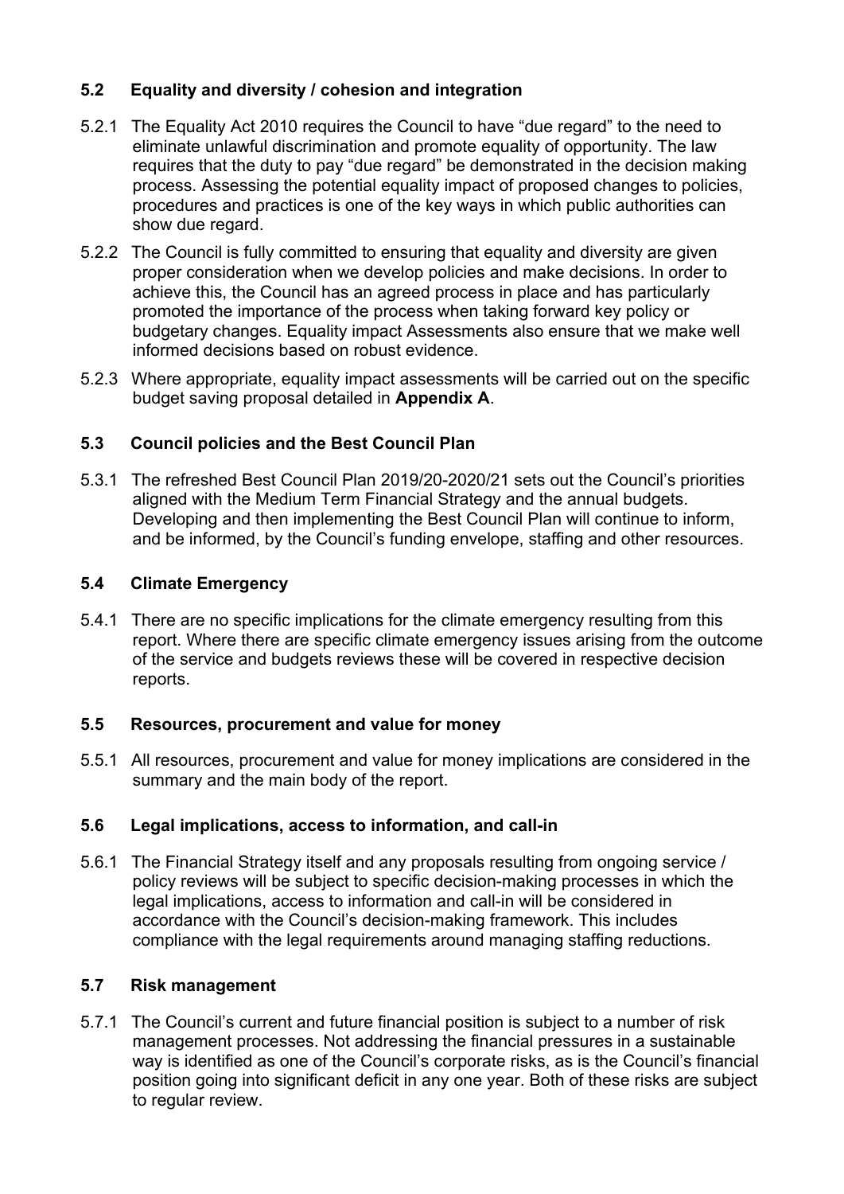### 5.2 Equality and diversity / cohesion and integration

5.2.1 The Equality Act 2010 requires the Council to have “due regard” to the need to eliminate unlawful discrimination and promote equality of opportunity. The law requires that the duty to pay “due regard” be demonstrated in the decision making process. Assessing the potential equality impact of proposed changes to policies, procedures and practices is one of the key ways in which public authorities can show due regard.

5.2.2 The Council is fully committed to ensuring that equality and diversity are given proper consideration when we develop policies and make decisions. In order to achieve this, the Council has an agreed process in place and has particularly promoted the importance of the process when taking forward key policy or budgetary changes. Equality impact Assessments also ensure that we make well informed decisions based on robust evidence.

5.2.3 Where appropriate, equality impact assessments will be carried out on the specific budget saving proposal detailed in **Appendix A**.

### 5.3 Council policies and the Best Council Plan

5.3.1 The refreshed Best Council Plan 2019/20-2020/21 sets out the Council’s priorities aligned with the Medium Term Financial Strategy and the annual budgets. Developing and then implementing the Best Council Plan will continue to inform, and be informed, by the Council’s funding envelope, staffing and other resources.

### 5.4 Climate Emergency

5.4.1 There are no specific implications for the climate emergency resulting from this report. Where there are specific climate emergency issues arising from the outcome of the service and budgets reviews these will be covered in respective decision reports.

### 5.5 Resources, procurement and value for money

5.5.1 All resources, procurement and value for money implications are considered in the summary and the main body of the report.

### 5.6 Legal implications, access to information, and call-in

5.6.1 The Financial Strategy itself and any proposals resulting from ongoing service / policy reviews will be subject to specific decision-making processes in which the legal implications, access to information and call-in will be considered in accordance with the Council’s decision-making framework. This includes compliance with the legal requirements around managing staffing reductions.

### 5.7 Risk management

5.7.1 The Council’s current and future financial position is subject to a number of risk management processes. Not addressing the financial pressures in a sustainable way is identified as one of the Council’s corporate risks, as is the Council’s financial position going into significant deficit in any one year. Both of these risks are subject to regular review.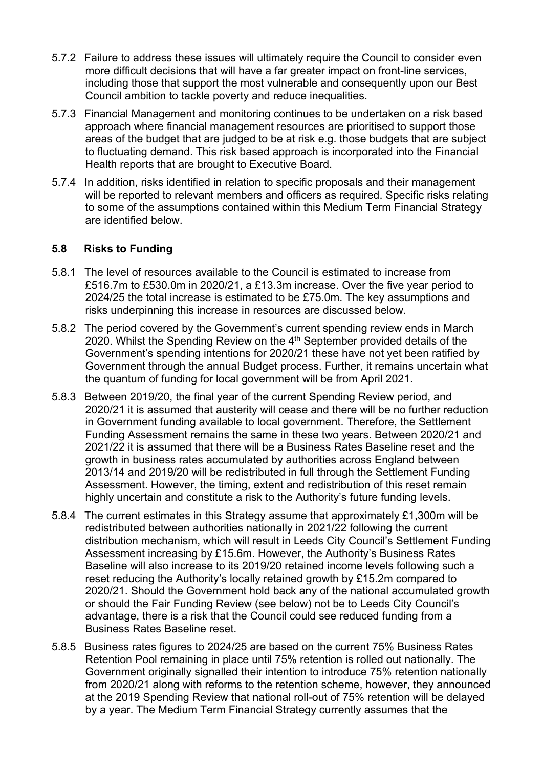5.7.2 Failure to address these issues will ultimately require the Council to consider even more difficult decisions that will have a far greater impact on front-line services, including those that support the most vulnerable and consequently upon our Best Council ambition to tackle poverty and reduce inequalities.

5.7.3 Financial Management and monitoring continues to be undertaken on a risk based approach where financial management resources are prioritised to support those areas of the budget that are judged to be at risk e.g. those budgets that are subject to fluctuating demand. This risk based approach is incorporated into the Financial Health reports that are brought to Executive Board.

5.7.4 In addition, risks identified in relation to specific proposals and their management will be reported to relevant members and officers as required. Specific risks relating to some of the assumptions contained within this Medium Term Financial Strategy are identified below.

### 5.8 Risks to Funding

5.8.1 The level of resources available to the Council is estimated to increase from £516.7m to £530.0m in 2020/21, a £13.3m increase. Over the five year period to 2024/25 the total increase is estimated to be £75.0m. The key assumptions and risks underpinning this increase in resources are discussed below.

5.8.2 The period covered by the Government's current spending review ends in March 2020. Whilst the Spending Review on the 4th September provided details of the Government's spending intentions for 2020/21 these have not yet been ratified by Government through the annual Budget process. Further, it remains uncertain what the quantum of funding for local government will be from April 2021.

5.8.3 Between 2019/20, the final year of the current Spending Review period, and 2020/21 it is assumed that austerity will cease and there will be no further reduction in Government funding available to local government. Therefore, the Settlement Funding Assessment remains the same in these two years. Between 2020/21 and 2021/22 it is assumed that there will be a Business Rates Baseline reset and the growth in business rates accumulated by authorities across England between 2013/14 and 2019/20 will be redistributed in full through the Settlement Funding Assessment. However, the timing, extent and redistribution of this reset remain highly uncertain and constitute a risk to the Authority's future funding levels.

5.8.4 The current estimates in this Strategy assume that approximately £1,300m will be redistributed between authorities nationally in 2021/22 following the current distribution mechanism, which will result in Leeds City Council's Settlement Funding Assessment increasing by £15.6m. However, the Authority's Business Rates Baseline will also increase to its 2019/20 retained income levels following such a reset reducing the Authority's locally retained growth by £15.2m compared to 2020/21. Should the Government hold back any of the national accumulated growth or should the Fair Funding Review (see below) not be to Leeds City Council's advantage, there is a risk that the Council could see reduced funding from a Business Rates Baseline reset.

5.8.5 Business rates figures to 2024/25 are based on the current 75% Business Rates Retention Pool remaining in place until 75% retention is rolled out nationally. The Government originally signalled their intention to introduce 75% retention nationally from 2020/21 along with reforms to the retention scheme, however, they announced at the 2019 Spending Review that national roll-out of 75% retention will be delayed by a year. The Medium Term Financial Strategy currently assumes that the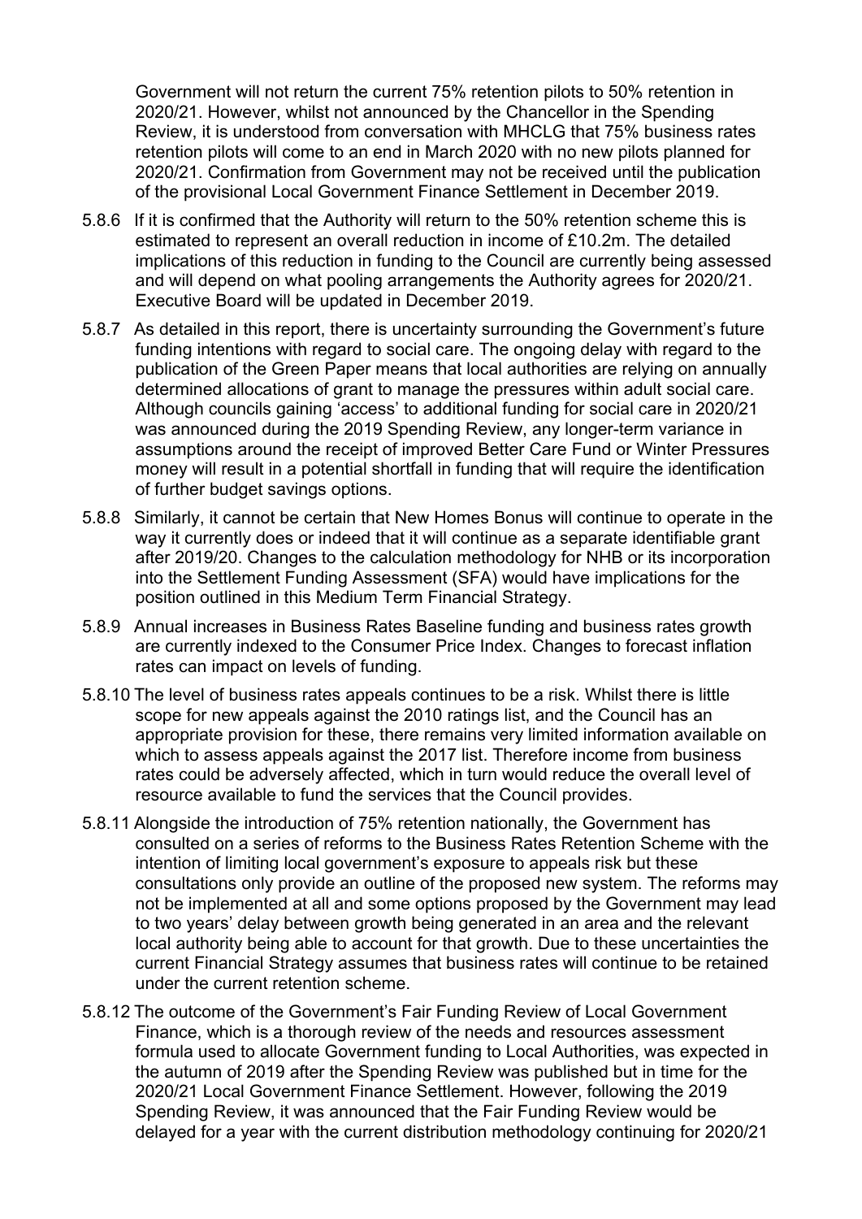Government will not return the current 75% retention pilots to 50% retention in 2020/21. However, whilst not announced by the Chancellor in the Spending Review, it is understood from conversation with MHCLG that 75% business rates retention pilots will come to an end in March 2020 with no new pilots planned for 2020/21. Confirmation from Government may not be received until the publication of the provisional Local Government Finance Settlement in December 2019.

5.8.6 If it is confirmed that the Authority will return to the 50% retention scheme this is estimated to represent an overall reduction in income of £10.2m. The detailed implications of this reduction in funding to the Council are currently being assessed and will depend on what pooling arrangements the Authority agrees for 2020/21. Executive Board will be updated in December 2019.

5.8.7 As detailed in this report, there is uncertainty surrounding the Government's future funding intentions with regard to social care. The ongoing delay with regard to the publication of the Green Paper means that local authorities are relying on annually determined allocations of grant to manage the pressures within adult social care. Although councils gaining 'access' to additional funding for social care in 2020/21 was announced during the 2019 Spending Review, any longer-term variance in assumptions around the receipt of improved Better Care Fund or Winter Pressures money will result in a potential shortfall in funding that will require the identification of further budget savings options.

5.8.8 Similarly, it cannot be certain that New Homes Bonus will continue to operate in the way it currently does or indeed that it will continue as a separate identifiable grant after 2019/20. Changes to the calculation methodology for NHB or its incorporation into the Settlement Funding Assessment (SFA) would have implications for the position outlined in this Medium Term Financial Strategy.

5.8.9 Annual increases in Business Rates Baseline funding and business rates growth are currently indexed to the Consumer Price Index. Changes to forecast inflation rates can impact on levels of funding.

5.8.10 The level of business rates appeals continues to be a risk. Whilst there is little scope for new appeals against the 2010 ratings list, and the Council has an appropriate provision for these, there remains very limited information available on which to assess appeals against the 2017 list. Therefore income from business rates could be adversely affected, which in turn would reduce the overall level of resource available to fund the services that the Council provides.

5.8.11 Alongside the introduction of 75% retention nationally, the Government has consulted on a series of reforms to the Business Rates Retention Scheme with the intention of limiting local government's exposure to appeals risk but these consultations only provide an outline of the proposed new system. The reforms may not be implemented at all and some options proposed by the Government may lead to two years' delay between growth being generated in an area and the relevant local authority being able to account for that growth. Due to these uncertainties the current Financial Strategy assumes that business rates will continue to be retained under the current retention scheme.

5.8.12 The outcome of the Government's Fair Funding Review of Local Government Finance, which is a thorough review of the needs and resources assessment formula used to allocate Government funding to Local Authorities, was expected in the autumn of 2019 after the Spending Review was published but in time for the 2020/21 Local Government Finance Settlement. However, following the 2019 Spending Review, it was announced that the Fair Funding Review would be delayed for a year with the current distribution methodology continuing for 2020/21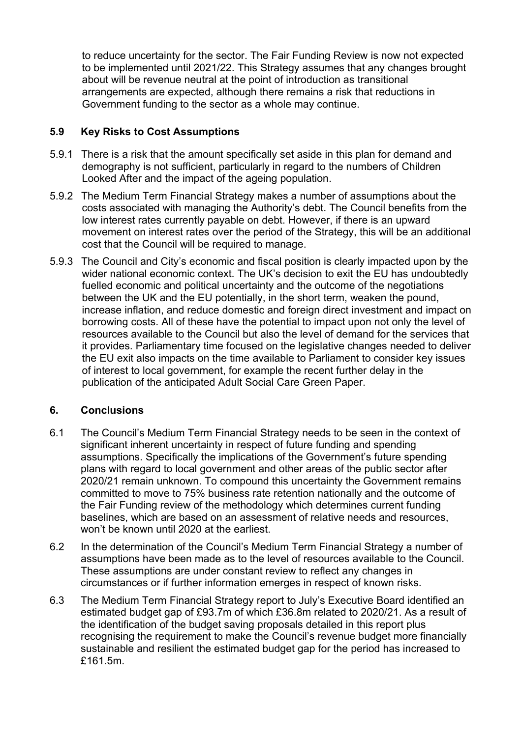to reduce uncertainty for the sector. The Fair Funding Review is now not expected to be implemented until 2021/22. This Strategy assumes that any changes brought about will be revenue neutral at the point of introduction as transitional arrangements are expected, although there remains a risk that reductions in Government funding to the sector as a whole may continue.

### 5.9 Key Risks to Cost Assumptions

5.9.1 There is a risk that the amount specifically set aside in this plan for demand and demography is not sufficient, particularly in regard to the numbers of Children Looked After and the impact of the ageing population.

5.9.2 The Medium Term Financial Strategy makes a number of assumptions about the costs associated with managing the Authority's debt. The Council benefits from the low interest rates currently payable on debt. However, if there is an upward movement on interest rates over the period of the Strategy, this will be an additional cost that the Council will be required to manage.

5.9.3 The Council and City's economic and fiscal position is clearly impacted upon by the wider national economic context. The UK's decision to exit the EU has undoubtedly fuelled economic and political uncertainty and the outcome of the negotiations between the UK and the EU potentially, in the short term, weaken the pound, increase inflation, and reduce domestic and foreign direct investment and impact on borrowing costs. All of these have the potential to impact upon not only the level of resources available to the Council but also the level of demand for the services that it provides. Parliamentary time focused on the legislative changes needed to deliver the EU exit also impacts on the time available to Parliament to consider key issues of interest to local government, for example the recent further delay in the publication of the anticipated Adult Social Care Green Paper.

## 6. Conclusions

6.1 The Council's Medium Term Financial Strategy needs to be seen in the context of significant inherent uncertainty in respect of future funding and spending assumptions. Specifically the implications of the Government's future spending plans with regard to local government and other areas of the public sector after 2020/21 remain unknown. To compound this uncertainty the Government remains committed to move to 75% business rate retention nationally and the outcome of the Fair Funding review of the methodology which determines current funding baselines, which are based on an assessment of relative needs and resources, won't be known until 2020 at the earliest.

6.2 In the determination of the Council's Medium Term Financial Strategy a number of assumptions have been made as to the level of resources available to the Council. These assumptions are under constant review to reflect any changes in circumstances or if further information emerges in respect of known risks.

6.3 The Medium Term Financial Strategy report to July's Executive Board identified an estimated budget gap of £93.7m of which £36.8m related to 2020/21. As a result of the identification of the budget saving proposals detailed in this report plus recognising the requirement to make the Council's revenue budget more financially sustainable and resilient the estimated budget gap for the period has increased to £161.5m.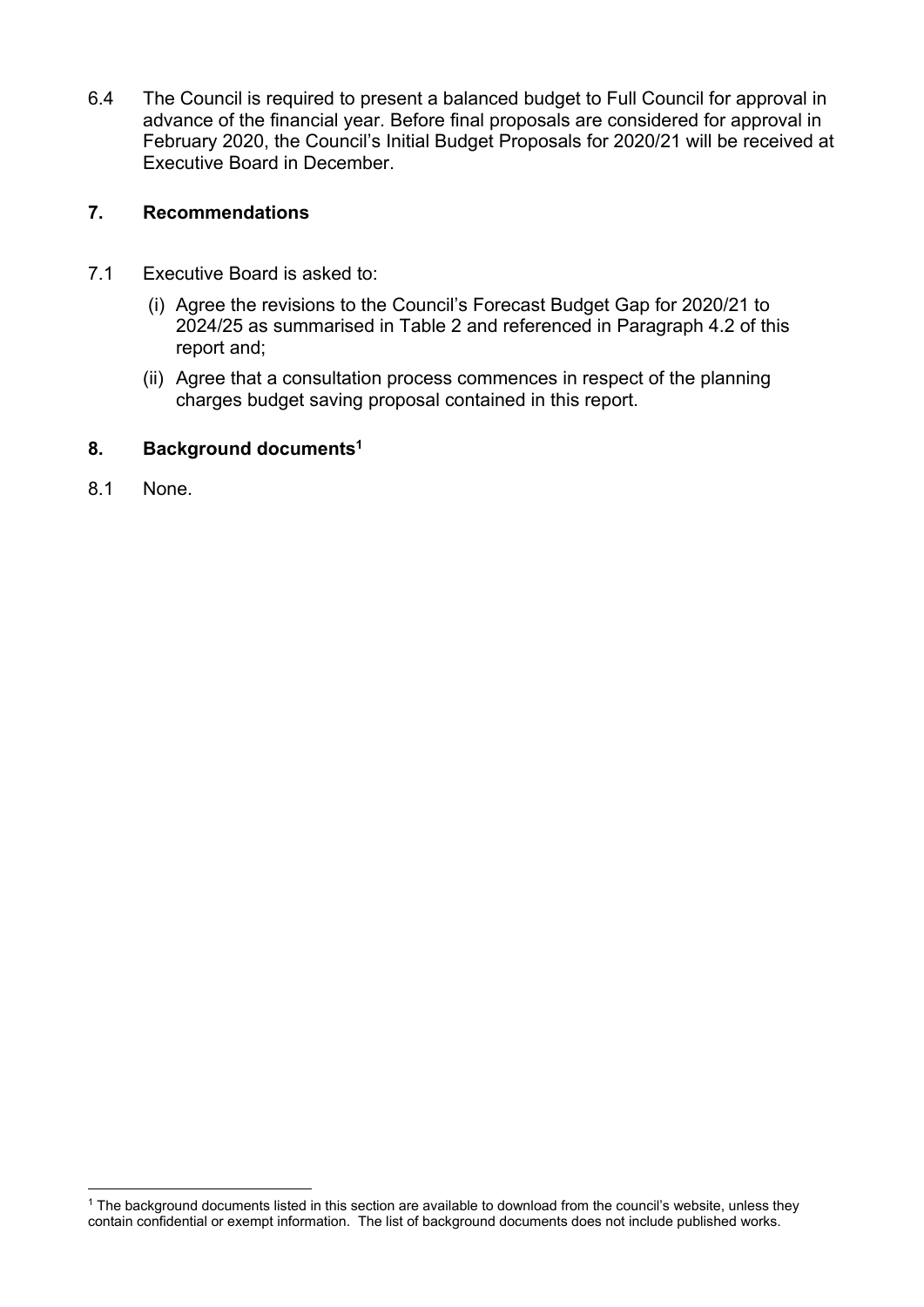6.4 The Council is required to present a balanced budget to Full Council for approval in advance of the financial year. Before final proposals are considered for approval in February 2020, the Council's Initial Budget Proposals for 2020/21 will be received at Executive Board in December.

## 7. Recommendations

7.1 Executive Board is asked to:

(i) Agree the revisions to the Council's Forecast Budget Gap for 2020/21 to 2024/25 as summarised in Table 2 and referenced in Paragraph 4.2 of this report and;

(ii) Agree that a consultation process commences in respect of the planning charges budget saving proposal contained in this report.

## 8. Background documents[1]

8.1 None.

[1] The background documents listed in this section are available to download from the council's website, unless they contain confidential or exempt information. The list of background documents does not include published works.